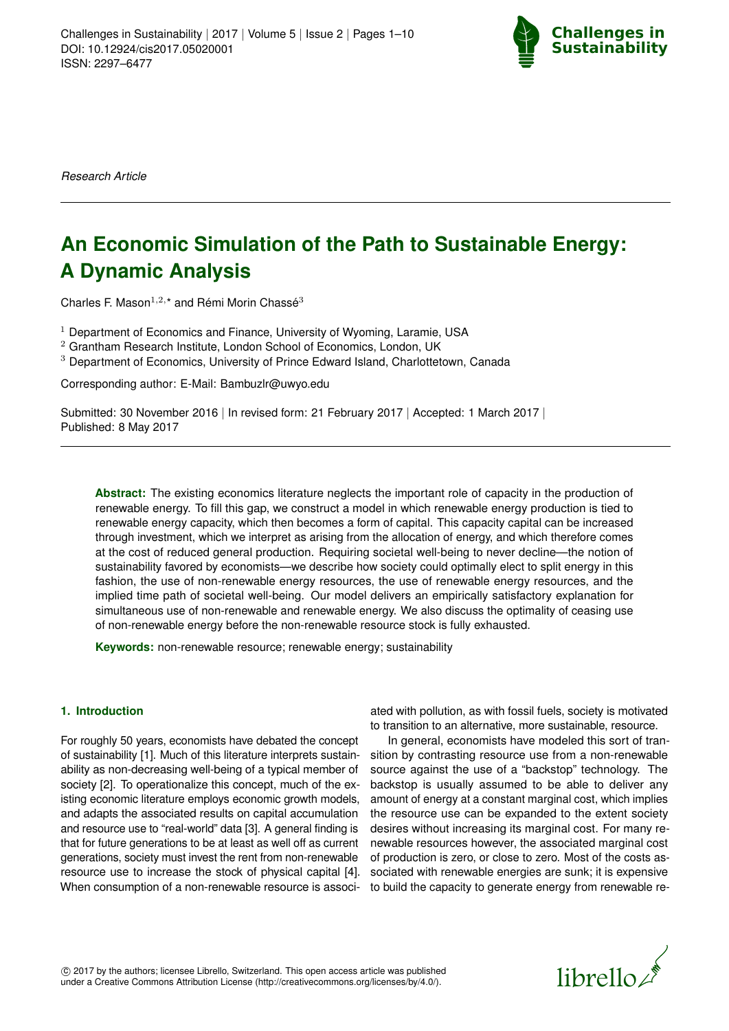*Research Article*

# An Economic Simulation of the Path to Sustainable Energy: A Dynamic Analysis

Charles F. Mason[1,2,*] and Rémi Morin Chassé[3]

[1] Department of Economics and Finance, University of Wyoming, Laramie, USA
[2] Grantham Research Institute, London School of Economics, London, UK
[3] Department of Economics, University of Prince Edward Island, Charlottetown, Canada

Corresponding author: E-Mail: Bambuzlr@uwyo.edu

Submitted: 30 November 2016 | In revised form: 21 February 2017 | Accepted: 1 March 2017 | Published: 8 May 2017

**Abstract:** The existing economics literature neglects the important role of capacity in the production of renewable energy. To fill this gap, we construct a model in which renewable energy production is tied to renewable energy capacity, which then becomes a form of capital. This capacity capital can be increased through investment, which we interpret as arising from the allocation of energy, and which therefore comes at the cost of reduced general production. Requiring societal well-being to never decline—the notion of sustainability favored by economists—we describe how society could optimally elect to split energy in this fashion, the use of non-renewable energy resources, the use of renewable energy resources, and the implied time path of societal well-being. Our model delivers an empirically satisfactory explanation for simultaneous use of non-renewable and renewable energy. We also discuss the optimality of ceasing use of non-renewable energy before the non-renewable resource stock is fully exhausted.

**Keywords:** non-renewable resource; renewable energy; sustainability

## 1. Introduction

For roughly 50 years, economists have debated the concept of sustainability [1]. Much of this literature interprets sustainability as non-decreasing well-being of a typical member of society [2]. To operationalize this concept, much of the existing economic literature employs economic growth models, and adapts the associated results on capital accumulation and resource use to "real-world" data [3]. A general finding is that for future generations to be at least as well off as current generations, society must invest the rent from non-renewable resource use to increase the stock of physical capital [4]. When consumption of a non-renewable resource is associated with pollution, as with fossil fuels, society is motivated to transition to an alternative, more sustainable, resource.

In general, economists have modeled this sort of transition by contrasting resource use from a non-renewable source against the use of a "backstop" technology. The backstop is usually assumed to be able to deliver any amount of energy at a constant marginal cost, which implies the resource use can be expanded to the extent society desires without increasing its marginal cost. For many renewable resources however, the associated marginal cost of production is zero, or close to zero. Most of the costs associated with renewable energies are sunk; it is expensive to build the capacity to generate energy from renewable re-

© 2017 by the authors; licensee Librello, Switzerland. This open access article was published under a Creative Commons Attribution License (http://creativecommons.org/licenses/by/4.0/).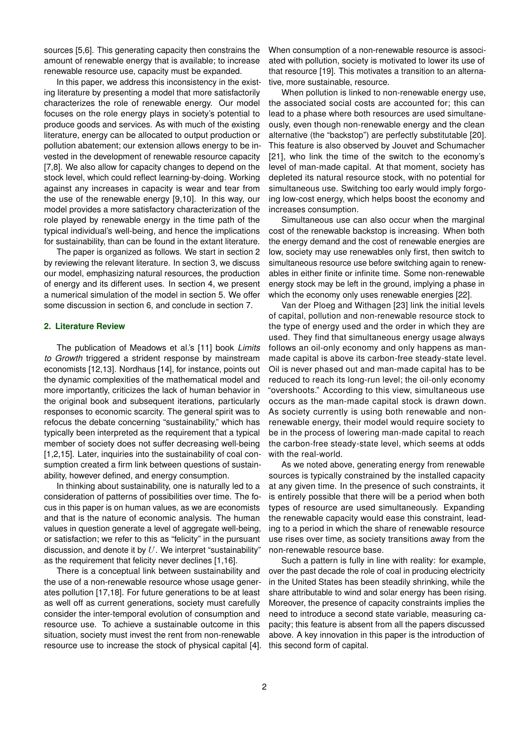sources [5,6]. This generating capacity then constrains the amount of renewable energy that is available; to increase renewable resource use, capacity must be expanded.

In this paper, we address this inconsistency in the existing literature by presenting a model that more satisfactorily characterizes the role of renewable energy. Our model focuses on the role energy plays in society's potential to produce goods and services. As with much of the existing literature, energy can be allocated to output production or pollution abatement; our extension allows energy to be invested in the development of renewable resource capacity [7,8]. We also allow for capacity changes to depend on the stock level, which could reflect learning-by-doing. Working against any increases in capacity is wear and tear from the use of the renewable energy [9,10]. In this way, our model provides a more satisfactory characterization of the role played by renewable energy in the time path of the typical individual's well-being, and hence the implications for sustainability, than can be found in the extant literature.

The paper is organized as follows. We start in section 2 by reviewing the relevant literature. In section 3, we discuss our model, emphasizing natural resources, the production of energy and its different uses. In section 4, we present a numerical simulation of the model in section 5. We offer some discussion in section 6, and conclude in section 7.

## 2. Literature Review

The publication of Meadows et al.'s [11] book *Limits to Growth* triggered a strident response by mainstream economists [12,13]. Nordhaus [14], for instance, points out the dynamic complexities of the mathematical model and more importantly, criticizes the lack of human behavior in the original book and subsequent iterations, particularly responses to economic scarcity. The general spirit was to refocus the debate concerning "sustainability," which has typically been interpreted as the requirement that a typical member of society does not suffer decreasing well-being [1,2,15]. Later, inquiries into the sustainability of coal consumption created a firm link between questions of sustainability, however defined, and energy consumption.

In thinking about sustainability, one is naturally led to a consideration of patterns of possibilities over time. The focus in this paper is on human values, as we are economists and that is the nature of economic analysis. The human values in question generate a level of aggregate well-being, or satisfaction; we refer to this as "felicity" in the pursuant discussion, and denote it by $U$. We interpret "sustainability" as the requirement that felicity never declines [1,16].

There is a conceptual link between sustainability and the use of a non-renewable resource whose usage generates pollution [17,18]. For future generations to be at least as well off as current generations, society must carefully consider the inter-temporal evolution of consumption and resource use. To achieve a sustainable outcome in this situation, society must invest the rent from non-renewable resource use to increase the stock of physical capital [4]. When consumption of a non-renewable resource is associated with pollution, society is motivated to lower its use of that resource [19]. This motivates a transition to an alternative, more sustainable, resource.

When pollution is linked to non-renewable energy use, the associated social costs are accounted for; this can lead to a phase where both resources are used simultaneously, even though non-renewable energy and the clean alternative (the "backstop") are perfectly substitutable [20]. This feature is also observed by Jouvet and Schumacher [21], who link the time of the switch to the economy's level of man-made capital. At that moment, society has depleted its natural resource stock, with no potential for simultaneous use. Switching too early would imply forgoing low-cost energy, which helps boost the economy and increases consumption.

Simultaneous use can also occur when the marginal cost of the renewable backstop is increasing. When both the energy demand and the cost of renewable energies are low, society may use renewables only first, then switch to simultaneous resource use before switching again to renewables in either finite or infinite time. Some non-renewable energy stock may be left in the ground, implying a phase in which the economy only uses renewable energies [22].

Van der Ploeg and Withagen [23] link the initial levels of capital, pollution and non-renewable resource stock to the type of energy used and the order in which they are used. They find that simultaneous energy usage always follows an oil-only economy and only happens as man-made capital is above its carbon-free steady-state level. Oil is never phased out and man-made capital has to be reduced to reach its long-run level; the oil-only economy "overshoots." According to this view, simultaneous use occurs as the man-made capital stock is drawn down. As society currently is using both renewable and non-renewable energy, their model would require society to be in the process of lowering man-made capital to reach the carbon-free steady-state level, which seems at odds with the real-world.

As we noted above, generating energy from renewable sources is typically constrained by the installed capacity at any given time. In the presence of such constraints, it is entirely possible that there will be a period when both types of resource are used simultaneously. Expanding the renewable capacity would ease this constraint, leading to a period in which the share of renewable resource use rises over time, as society transitions away from the non-renewable resource base.

Such a pattern is fully in line with reality: for example, over the past decade the role of coal in producing electricity in the United States has been steadily shrinking, while the share attributable to wind and solar energy has been rising. Moreover, the presence of capacity constraints implies the need to introduce a second state variable, measuring capacity; this feature is absent from all the papers discussed above. A key innovation in this paper is the introduction of this second form of capital.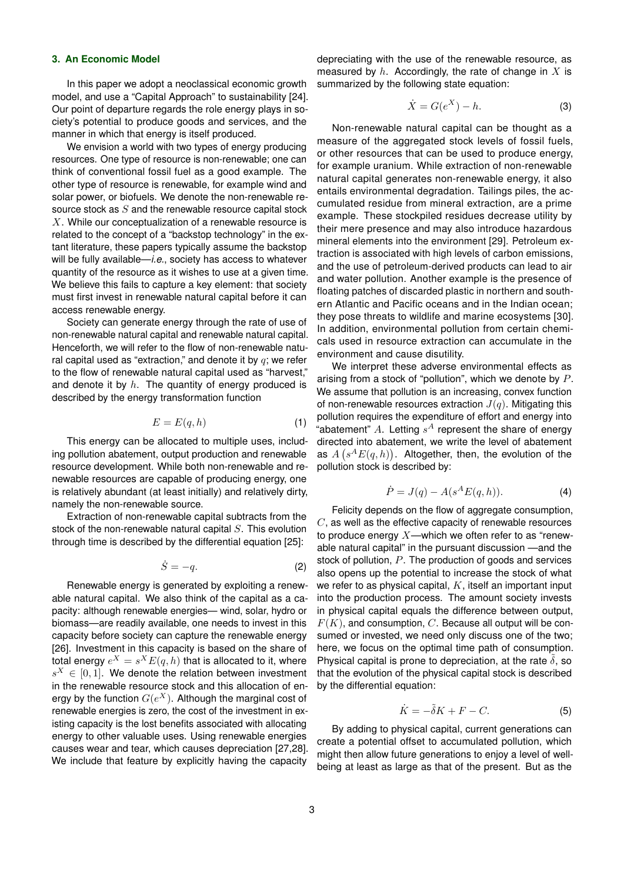### 3. An Economic Model

In this paper we adopt a neoclassical economic growth model, and use a "Capital Approach" to sustainability [24]. Our point of departure regards the role energy plays in society's potential to produce goods and services, and the manner in which that energy is itself produced.

We envision a world with two types of energy producing resources. One type of resource is non-renewable; one can think of conventional fossil fuel as a good example. The other type of resource is renewable, for example wind and solar power, or biofuels. We denote the non-renewable resource stock as $S$ and the renewable resource capital stock $X$. While our conceptualization of a renewable resource is related to the concept of a "backstop technology" in the extant literature, these papers typically assume the backstop will be fully available—*i.e.*, society has access to whatever quantity of the resource as it wishes to use at a given time. We believe this fails to capture a key element: that society must first invest in renewable natural capital before it can access renewable energy.

Society can generate energy through the rate of use of non-renewable natural capital and renewable natural capital. Henceforth, we will refer to the flow of non-renewable natural capital used as "extraction," and denote it by $q$; we refer to the flow of renewable natural capital used as "harvest," and denote it by $h$. The quantity of energy produced is described by the energy transformation function

$$E = E(q, h) \tag{1}$$

This energy can be allocated to multiple uses, including pollution abatement, output production and renewable resource development. While both non-renewable and renewable resources are capable of producing energy, one is relatively abundant (at least initially) and relatively dirty, namely the non-renewable source.

Extraction of non-renewable capital subtracts from the stock of the non-renewable natural capital $S$. This evolution through time is described by the differential equation [25]:

$$\dot{S} = -q. \tag{2}$$

Renewable energy is generated by exploiting a renewable natural capital. We also think of the capital as a capacity: although renewable energies— wind, solar, hydro or biomass—are readily available, one needs to invest in this capacity before society can capture the renewable energy [26]. Investment in this capacity is based on the share of total energy $e^X = s^X E(q, h)$ that is allocated to it, where $s^X \in [0, 1]$. We denote the relation between investment in the renewable resource stock and this allocation of energy by the function $G(e^X)$. Although the marginal cost of renewable energies is zero, the cost of the investment in existing capacity is the lost benefits associated with allocating energy to other valuable uses. Using renewable energies causes wear and tear, which causes depreciation [27,28]. We include that feature by explicitly having the capacity depreciating with the use of the renewable resource, as measured by $h$. Accordingly, the rate of change in $X$ is summarized by the following state equation:

$$\dot{X} = G(e^X) - h. \tag{3}$$

Non-renewable natural capital can be thought as a measure of the aggregated stock levels of fossil fuels, or other resources that can be used to produce energy, for example uranium. While extraction of non-renewable natural capital generates non-renewable energy, it also entails environmental degradation. Tailings piles, the accumulated residue from mineral extraction, are a prime example. These stockpiled residues decrease utility by their mere presence and may also introduce hazardous mineral elements into the environment [29]. Petroleum extraction is associated with high levels of carbon emissions, and the use of petroleum-derived products can lead to air and water pollution. Another example is the presence of floating patches of discarded plastic in northern and southern Atlantic and Pacific oceans and in the Indian ocean; they pose threats to wildlife and marine ecosystems [30]. In addition, environmental pollution from certain chemicals used in resource extraction can accumulate in the environment and cause disutility.

We interpret these adverse environmental effects as arising from a stock of "pollution", which we denote by $P$. We assume that pollution is an increasing, convex function of non-renewable resources extraction $J(q)$. Mitigating this pollution requires the expenditure of effort and energy into "abatement" $A$. Letting $s^A$ represent the share of energy directed into abatement, we write the level of abatement as $A\left(s^A E(q, h)\right)$. Altogether, then, the evolution of the pollution stock is described by:

$$\dot{P} = J(q) - A(s^A E(q, h)). \tag{4}$$

Felicity depends on the flow of aggregate consumption, $C$, as well as the effective capacity of renewable resources to produce energy $X$—which we often refer to as "renewable natural capital" in the pursuant discussion —and the stock of pollution, $P$. The production of goods and services also opens up the potential to increase the stock of what we refer to as physical capital, $K$, itself an important input into the production process. The amount society invests in physical capital equals the difference between output, $F(K)$, and consumption, $C$. Because all output will be consumed or invested, we need only discuss one of the two; here, we focus on the optimal time path of consumption. Physical capital is prone to depreciation, at the rate $\tilde{\delta}$, so that the evolution of the physical capital stock is described by the differential equation:

$$\dot{K} = -\tilde{\delta} K + F - C. \tag{5}$$

By adding to physical capital, current generations can create a potential offset to accumulated pollution, which might then allow future generations to enjoy a level of well-being at least as large as that of the present. But as the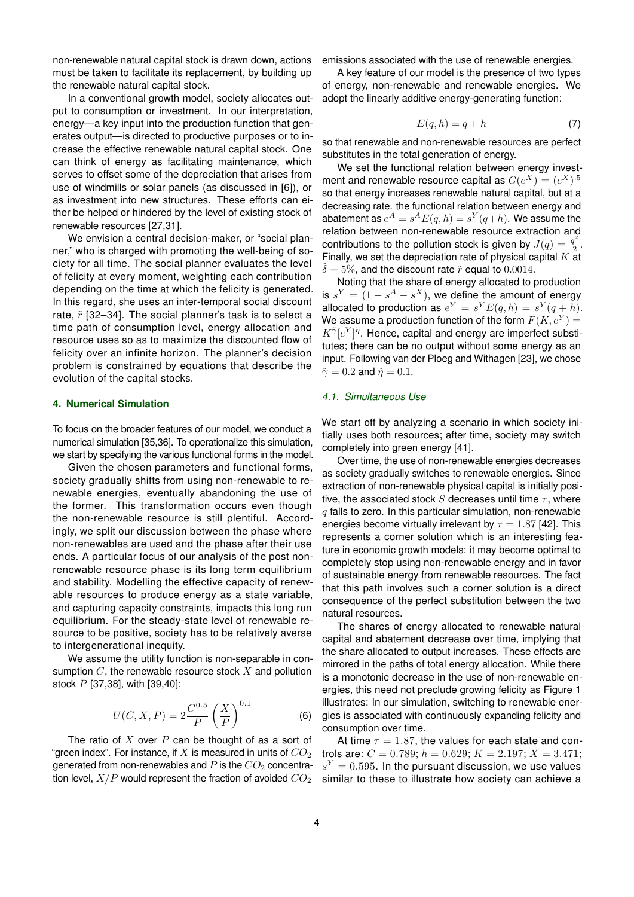non-renewable natural capital stock is drawn down, actions must be taken to facilitate its replacement, by building up the renewable natural capital stock.

In a conventional growth model, society allocates output to consumption or investment. In our interpretation, energy—a key input into the production function that generates output—is directed to productive purposes or to increase the effective renewable natural capital stock. One can think of energy as facilitating maintenance, which serves to offset some of the depreciation that arises from use of windmills or solar panels (as discussed in [6]), or as investment into new structures. These efforts can either be helped or hindered by the level of existing stock of renewable resources [27,31].

We envision a central decision-maker, or "social planner," who is charged with promoting the well-being of society for all time. The social planner evaluates the level of felicity at every moment, weighting each contribution depending on the time at which the felicity is generated. In this regard, she uses an inter-temporal social discount rate, $\tilde{r}$ [32–34]. The social planner's task is to select a time path of consumption level, energy allocation and resource uses so as to maximize the discounted flow of felicity over an infinite horizon. The planner's decision problem is constrained by equations that describe the evolution of the capital stocks.

## 4. Numerical Simulation

To focus on the broader features of our model, we conduct a numerical simulation [35,36]. To operationalize this simulation, we start by specifying the various functional forms in the model.

Given the chosen parameters and functional forms, society gradually shifts from using non-renewable to renewable energies, eventually abandoning the use of the former. This transformation occurs even though the non-renewable resource is still plentiful. Accordingly, we split our discussion between the phase where non-renewables are used and the phase after their use ends. A particular focus of our analysis of the post non-renewable resource phase is its long term equilibrium and stability. Modelling the effective capacity of renewable resources to produce energy as a state variable, and capturing capacity constraints, impacts this long run equilibrium. For the steady-state level of renewable resource to be positive, society has to be relatively averse to intergenerational inequity.

We assume the utility function is non-separable in consumption $C$, the renewable resource stock $X$ and pollution stock $P$ [37,38], with [39,40]:

$$U(C, X, P) = 2\frac{C^{0.5}}{P}\left(\frac{X}{P}\right)^{0.1} \tag{6}$$

The ratio of $X$ over $P$ can be thought of as a sort of "green index". For instance, if $X$ is measured in units of $CO_2$ generated from non-renewables and $P$ is the $CO_2$ concentration level, $X/P$ would represent the fraction of avoided $CO_2$ emissions associated with the use of renewable energies.

A key feature of our model is the presence of two types of energy, non-renewable and renewable energies. We adopt the linearly additive energy-generating function:

$$E(q, h) = q + h \tag{7}$$

so that renewable and non-renewable resources are perfect substitutes in the total generation of energy.

We set the functional relation between energy investment and renewable resource capital as $G(e^X) = (e^X)^{.5}$ so that energy increases renewable natural capital, but at a decreasing rate. the functional relation between energy and abatement as $e^A = s^A E(q, h) = s^Y(q+h)$. We assume the relation between non-renewable resource extraction and contributions to the pollution stock is given by $J(q) = \frac{q^2}{2}$. Finally, we set the depreciation rate of physical capital $K$ at $\tilde{\delta} = 5\%$, and the discount rate $\tilde{r}$ equal to $0.0014$.

Noting that the share of energy allocated to production is $s^Y = (1 - s^A - s^X)$, we define the amount of energy allocated to production as $e^Y = s^Y E(q, h) = s^Y(q + h)$. We assume a production function of the form $F(K, e^Y) = K^{\tilde{\gamma}}[e^Y]^{\tilde{\eta}}$. Hence, capital and energy are imperfect substitutes; there can be no output without some energy as an input. Following van der Ploeg and Withagen [23], we chose $\tilde{\gamma} = 0.2$ and $\tilde{\eta} = 0.1$.

### *4.1. Simultaneous Use*

We start off by analyzing a scenario in which society initially uses both resources; after time, society may switch completely into green energy [41].

Over time, the use of non-renewable energies decreases as society gradually switches to renewable energies. Since extraction of non-renewable physical capital is initially positive, the associated stock $S$ decreases until time $\tau$, where $q$ falls to zero. In this particular simulation, non-renewable energies become virtually irrelevant by $\tau = 1.87$ [42]. This represents a corner solution which is an interesting feature in economic growth models: it may become optimal to completely stop using non-renewable energy and in favor of sustainable energy from renewable resources. The fact that this path involves such a corner solution is a direct consequence of the perfect substitution between the two natural resources.

The shares of energy allocated to renewable natural capital and abatement decrease over time, implying that the share allocated to output increases. These effects are mirrored in the paths of total energy allocation. While there is a monotonic decrease in the use of non-renewable energies, this need not preclude growing felicity as Figure 1 illustrates: In our simulation, switching to renewable energies is associated with continuously expanding felicity and consumption over time.

At time $\tau = 1.87$, the values for each state and controls are: $C = 0.789$; $h = 0.629$; $K = 2.197$; $X = 3.471$; $s^Y = 0.595$. In the pursuant discussion, we use values similar to these to illustrate how society can achieve a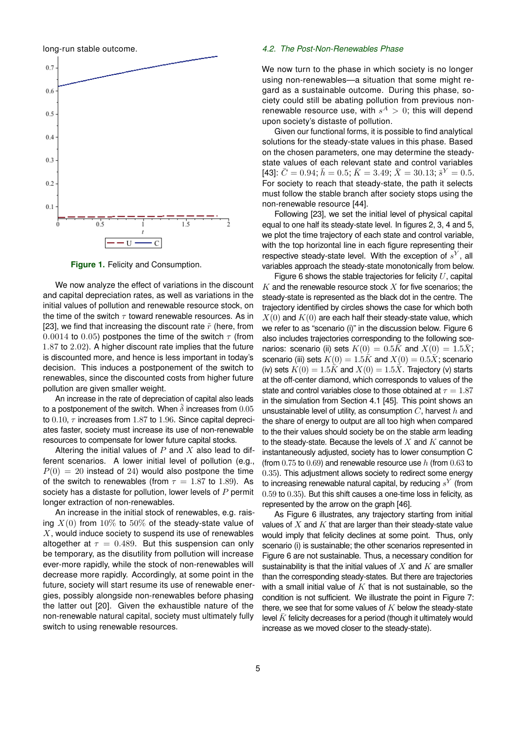long-run stable outcome.

**Figure 1.** Felicity and Consumption.

We now analyze the effect of variations in the discount and capital depreciation rates, as well as variations in the initial values of pollution and renewable resource stock, on the time of the switch $\tau$ toward renewable resources. As in [23], we find that increasing the discount rate $\tilde{r}$ (here, from $0.0014$ to $0.05$) postpones the time of the switch $\tau$ (from $1.87$ to $2.02$). A higher discount rate implies that the future is discounted more, and hence is less important in today's decision. This induces a postponement of the switch to renewables, since the discounted costs from higher future pollution are given smaller weight.

An increase in the rate of depreciation of capital also leads to a postponement of the switch. When $\tilde{\delta}$ increases from $0.05$ to $0.10$, $\tau$ increases from $1.87$ to $1.96$. Since capital depreciates faster, society must increase its use of non-renewable resources to compensate for lower future capital stocks.

Altering the initial values of $P$ and $X$ also lead to different scenarios. A lower initial level of pollution (e.g., $P(0) = 20$ instead of $24$) would also postpone the time of the switch to renewables (from $\tau = 1.87$ to $1.89$). As society has a distaste for pollution, lower levels of $P$ permit longer extraction of non-renewables.

An increase in the initial stock of renewables, e.g. raising $X(0)$ from $10\%$ to $50\%$ of the steady-state value of $X$, would induce society to suspend its use of renewables altogether at $\tau = 0.489$. But this suspension can only be temporary, as the disutility from pollution will increase ever-more rapidly, while the stock of non-renewables will decrease more rapidly. Accordingly, at some point in the future, society will start resume its use of renewable energies, possibly alongside non-renewables before phasing the latter out [20]. Given the exhaustible nature of the non-renewable natural capital, society must ultimately fully switch to using renewable resources.

### *4.2. The Post-Non-Renewables Phase*

We now turn to the phase in which society is no longer using non-renewables—a situation that some might regard as a sustainable outcome. During this phase, society could still be abating pollution from previous non-renewable resource use, with $s^A > 0$; this will depend upon society's distaste of pollution.

Given our functional forms, it is possible to find analytical solutions for the steady-state values in this phase. Based on the chosen parameters, one may determine the steady-state values of each relevant state and control variables [43]: $\bar{C} = 0.94$; $\bar{h} = 0.5$; $\bar{K} = 3.49$; $\bar{X} = 30.13$; $\bar{s}^Y = 0.5$. For society to reach that steady-state, the path it selects must follow the stable branch after society stops using the non-renewable resource [44].

Following [23], we set the initial level of physical capital equal to one half its steady-state level. In figures 2, 3, 4 and 5, we plot the time trajectory of each state and control variable, with the top horizontal line in each figure representing their respective steady-state level. With the exception of $s^Y$, all variables approach the steady-state monotonically from below.

Figure 6 shows the stable trajectories for felicity $U$, capital $K$ and the renewable resource stock $X$ for five scenarios; the steady-state is represented as the black dot in the centre. The trajectory identified by circles shows the case for which both $X(0)$ and $K(0)$ are each half their steady-state value, which we refer to as "scenario (i)" in the discussion below. Figure 6 also includes trajectories corresponding to the following scenarios: scenario (ii) sets $K(0) = 0.5\bar{K}$ and $X(0) = 1.5\bar{X}$; scenario (iii) sets $K(0) = 1.5\bar{K}$ and $X(0) = 0.5\bar{X}$; scenario (iv) sets $K(0) = 1.5\bar{K}$ and $X(0) = 1.5\bar{X}$. Trajectory (v) starts at the off-center diamond, which corresponds to values of the state and control variables close to those obtained at $\tau = 1.87$ in the simulation from Section 4.1 [45]. This point shows an unsustainable level of utility, as consumption $C$, harvest $h$ and the share of energy to output are all too high when compared to the their values should society be on the stable arm leading to the steady-state. Because the levels of $X$ and $K$ cannot be instantaneously adjusted, society has to lower consumption C (from $0.75$ to $0.69$) and renewable resource use $h$ (from $0.63$ to $0.35$). This adjustment allows society to redirect some energy to increasing renewable natural capital, by reducing $s^Y$ (from $0.59$ to $0.35$). But this shift causes a one-time loss in felicity, as represented by the arrow on the graph [46].

As Figure 6 illustrates, any trajectory starting from initial values of $X$ and $K$ that are larger than their steady-state value would imply that felicity declines at some point. Thus, only scenario (i) is sustainable; the other scenarios represented in Figure 6 are not sustainable. Thus, a necessary condition for sustainability is that the initial values of $X$ and $K$ are smaller than the corresponding steady-states. But there are trajectories with a small initial value of $K$ that is not sustainable, so the condition is not sufficient. We illustrate the point in Figure 7: there, we see that for some values of $K$ below the steady-state level $\bar{K}$ felicity decreases for a period (though it ultimately would increase as we moved closer to the steady-state).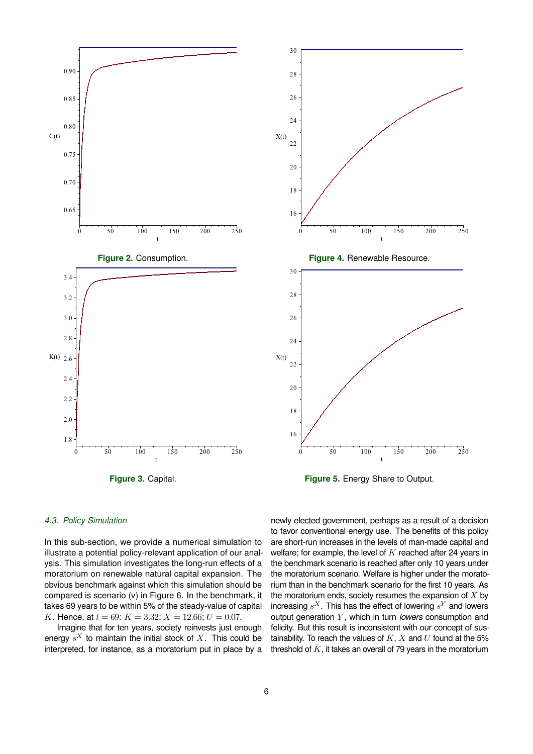Figure 2. Consumption.

Figure 4. Renewable Resource.

Figure 3. Capital.

Figure 5. Energy Share to Output.

### *4.3. Policy Simulation*

In this sub-section, we provide a numerical simulation to illustrate a potential policy-relevant application of our analysis. This simulation investigates the long-run effects of a moratorium on renewable natural capital expansion. The obvious benchmark against which this simulation should be compared is scenario (v) in Figure 6. In the benchmark, it takes 69 years to be within 5% of the steady-value of capital $\bar{K}$. Hence, at $t = 69$: $K = 3.32$; $X = 12.66$; $U = 0.07$.

Imagine that for ten years, society reinvests just enough energy $s^X$ to maintain the initial stock of $X$. This could be interpreted, for instance, as a moratorium put in place by a newly elected government, perhaps as a result of a decision to favor conventional energy use. The benefits of this policy are short-run increases in the levels of man-made capital and welfare; for example, the level of $K$ reached after 24 years in the benchmark scenario is reached after only 10 years under the moratorium scenario. Welfare is higher under the moratorium than in the benchmark scenario for the first 10 years. As the moratorium ends, society resumes the expansion of $X$ by increasing $s^X$. This has the effect of lowering $s^Y$ and lowers output generation $Y$, which in turn *lowers* consumption and felicity. But this result is inconsistent with our concept of sustainability. To reach the values of $K$, $X$ and $U$ found at the 5% threshold of $\bar{K}$, it takes an overall of 79 years in the moratorium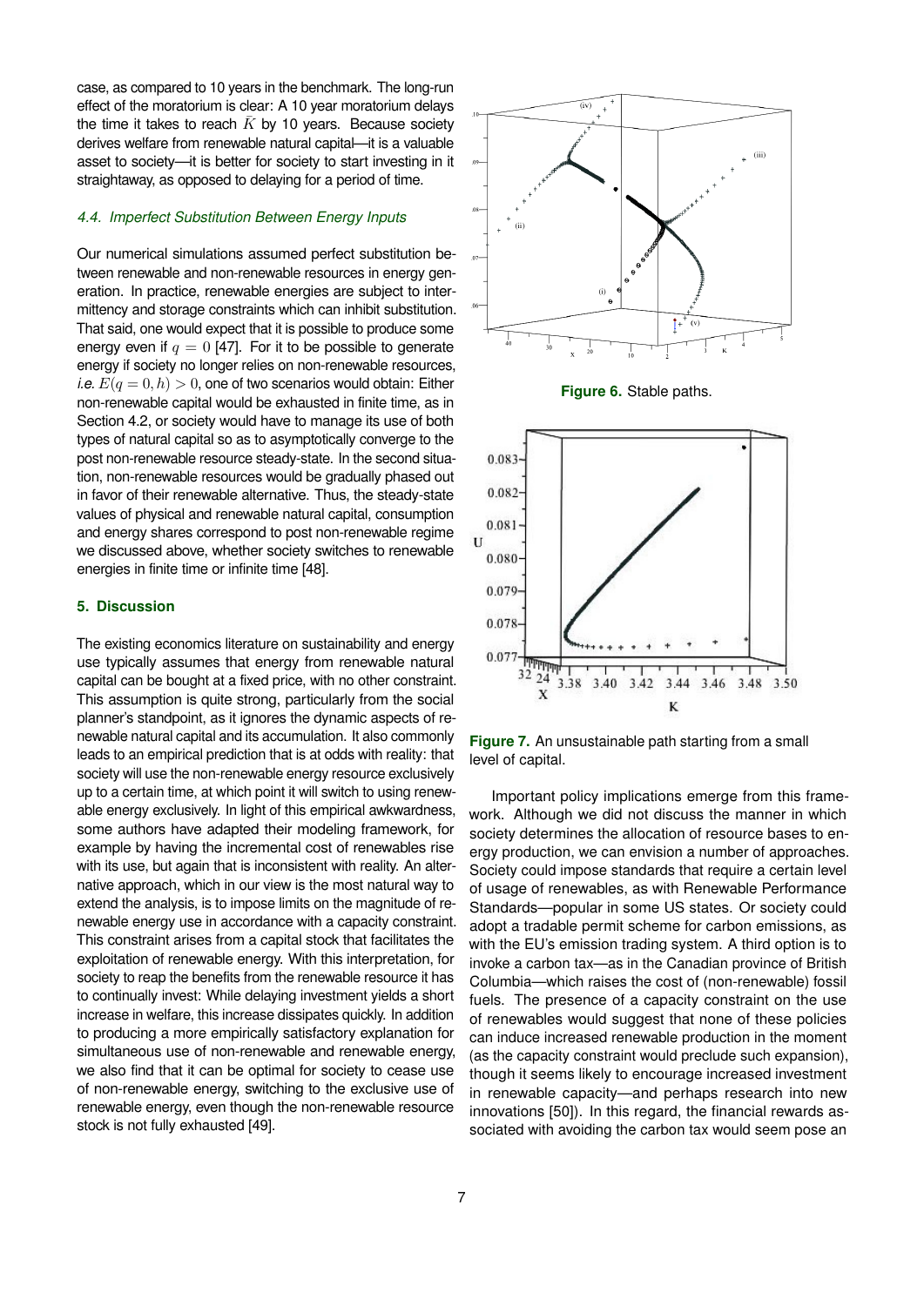case, as compared to 10 years in the benchmark. The long-run effect of the moratorium is clear: A 10 year moratorium delays the time it takes to reach $\bar{K}$ by 10 years. Because society derives welfare from renewable natural capital—it is a valuable asset to society—it is better for society to start investing in it straightaway, as opposed to delaying for a period of time.

### *4.4. Imperfect Substitution Between Energy Inputs*

Our numerical simulations assumed perfect substitution between renewable and non-renewable resources in energy generation. In practice, renewable energies are subject to intermittency and storage constraints which can inhibit substitution. That said, one would expect that it is possible to produce some energy even if $q = 0$ [47]. For it to be possible to generate energy if society no longer relies on non-renewable resources, *i.e.* $E(q = 0, h) > 0$, one of two scenarios would obtain: Either non-renewable capital would be exhausted in finite time, as in Section 4.2, or society would have to manage its use of both types of natural capital so as to asymptotically converge to the post non-renewable resource steady-state. In the second situation, non-renewable resources would be gradually phased out in favor of their renewable alternative. Thus, the steady-state values of physical and renewable natural capital, consumption and energy shares correspond to post non-renewable regime we discussed above, whether society switches to renewable energies in finite time or infinite time [48].

## 5. Discussion

The existing economics literature on sustainability and energy use typically assumes that energy from renewable natural capital can be bought at a fixed price, with no other constraint. This assumption is quite strong, particularly from the social planner's standpoint, as it ignores the dynamic aspects of renewable natural capital and its accumulation. It also commonly leads to an empirical prediction that is at odds with reality: that society will use the non-renewable energy resource exclusively up to a certain time, at which point it will switch to using renewable energy exclusively. In light of this empirical awkwardness, some authors have adapted their modeling framework, for example by having the incremental cost of renewables rise with its use, but again that is inconsistent with reality. An alternative approach, which in our view is the most natural way to extend the analysis, is to impose limits on the magnitude of renewable energy use in accordance with a capacity constraint. This constraint arises from a capital stock that facilitates the exploitation of renewable energy. With this interpretation, for society to reap the benefits from the renewable resource it has to continually invest: While delaying investment yields a short increase in welfare, this increase dissipates quickly. In addition to producing a more empirically satisfactory explanation for simultaneous use of non-renewable and renewable energy, we also find that it can be optimal for society to cease use of non-renewable energy, switching to the exclusive use of renewable energy, even though the non-renewable resource stock is not fully exhausted [49].

**Figure 6.** Stable paths.

**Figure 7.** An unsustainable path starting from a small level of capital.

Important policy implications emerge from this framework. Although we did not discuss the manner in which society determines the allocation of resource bases to energy production, we can envision a number of approaches. Society could impose standards that require a certain level of usage of renewables, as with Renewable Performance Standards—popular in some US states. Or society could adopt a tradable permit scheme for carbon emissions, as with the EU's emission trading system. A third option is to invoke a carbon tax—as in the Canadian province of British Columbia—which raises the cost of (non-renewable) fossil fuels. The presence of a capacity constraint on the use of renewables would suggest that none of these policies can induce increased renewable production in the moment (as the capacity constraint would preclude such expansion), though it seems likely to encourage increased investment in renewable capacity—and perhaps research into new innovations [50]). In this regard, the financial rewards associated with avoiding the carbon tax would seem pose an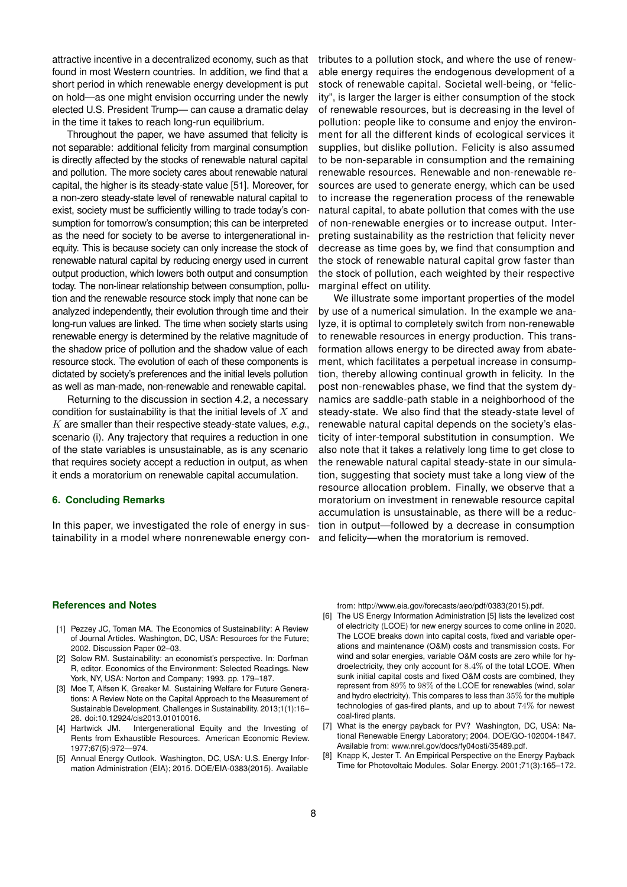attractive incentive in a decentralized economy, such as that found in most Western countries. In addition, we find that a short period in which renewable energy development is put on hold—as one might envision occurring under the newly elected U.S. President Trump— can cause a dramatic delay in the time it takes to reach long-run equilibrium.

Throughout the paper, we have assumed that felicity is not separable: additional felicity from marginal consumption is directly affected by the stocks of renewable natural capital and pollution. The more society cares about renewable natural capital, the higher is its steady-state value [51]. Moreover, for a non-zero steady-state level of renewable natural capital to exist, society must be sufficiently willing to trade today's consumption for tomorrow's consumption; this can be interpreted as the need for society to be averse to intergenerational inequity. This is because society can only increase the stock of renewable natural capital by reducing energy used in current output production, which lowers both output and consumption today. The non-linear relationship between consumption, pollution and the renewable resource stock imply that none can be analyzed independently, their evolution through time and their long-run values are linked. The time when society starts using renewable energy is determined by the relative magnitude of the shadow price of pollution and the shadow value of each resource stock. The evolution of each of these components is dictated by society's preferences and the initial levels pollution as well as man-made, non-renewable and renewable capital.

Returning to the discussion in section 4.2, a necessary condition for sustainability is that the initial levels of $X$ and $K$ are smaller than their respective steady-state values, *e.g.*, scenario (i). Any trajectory that requires a reduction in one of the state variables is unsustainable, as is any scenario that requires society accept a reduction in output, as when it ends a moratorium on renewable capital accumulation.

## 6. Concluding Remarks

In this paper, we investigated the role of energy in sustainability in a model where nonrenewable energy contributes to a pollution stock, and where the use of renewable energy requires the endogenous development of a stock of renewable capital. Societal well-being, or "felicity", is larger the larger is either consumption of the stock of renewable resources, but is decreasing in the level of pollution: people like to consume and enjoy the environment for all the different kinds of ecological services it supplies, but dislike pollution. Felicity is also assumed to be non-separable in consumption and the remaining renewable resources. Renewable and non-renewable resources are used to generate energy, which can be used to increase the regeneration process of the renewable natural capital, to abate pollution that comes with the use of non-renewable energies or to increase output. Interpreting sustainability as the restriction that felicity never decrease as time goes by, we find that consumption and the stock of renewable natural capital grow faster than the stock of pollution, each weighted by their respective marginal effect on utility.

We illustrate some important properties of the model by use of a numerical simulation. In the example we analyze, it is optimal to completely switch from non-renewable to renewable resources in energy production. This transformation allows energy to be directed away from abatement, which facilitates a perpetual increase in consumption, thereby allowing continual growth in felicity. In the post non-renewables phase, we find that the system dynamics are saddle-path stable in a neighborhood of the steady-state. We also find that the steady-state level of renewable natural capital depends on the society's elasticity of inter-temporal substitution in consumption. We also note that it takes a relatively long time to get close to the renewable natural capital steady-state in our simulation, suggesting that society must take a long view of the resource allocation problem. Finally, we observe that a moratorium on investment in renewable resource capital accumulation is unsustainable, as there will be a reduction in output—followed by a decrease in consumption and felicity—when the moratorium is removed.

## References and Notes

[1] Pezzey JC, Toman MA. The Economics of Sustainability: A Review of Journal Articles. Washington, DC, USA: Resources for the Future; 2002. Discussion Paper 02–03.

[2] Solow RM. Sustainability: an economist's perspective. In: Dorfman R, editor. Economics of the Environment: Selected Readings. New York, NY, USA: Norton and Company; 1993. pp. 179–187.

[3] Moe T, Alfsen K, Greaker M. Sustaining Welfare for Future Generations: A Review Note on the Capital Approach to the Measurement of Sustainable Development. Challenges in Sustainability. 2013;1(1):16–26. doi:10.12924/cis2013.01010016.

[4] Hartwick JM. Intergenerational Equity and the Investing of Rents from Exhaustible Resources. American Economic Review. 1977;67(5):972—974.

[5] Annual Energy Outlook. Washington, DC, USA: U.S. Energy Information Administration (EIA); 2015. DOE/EIA-0383(2015). Available from: http://www.eia.gov/forecasts/aeo/pdf/0383(2015).pdf.

[6] The US Energy Information Administration [5] lists the levelized cost of electricity (LCOE) for new energy sources to come online in 2020. The LCOE breaks down into capital costs, fixed and variable operations and maintenance (O&M) costs and transmission costs. For wind and solar energies, variable O&M costs are zero while for hydroelectricity, they only account for $8.4\%$ of the total LCOE. When sunk initial capital costs and fixed O&M costs are combined, they represent from $89\%$ to $98\%$ of the LCOE for renewables (wind, solar and hydro electricity). This compares to less than $35\%$ for the multiple technologies of gas-fired plants, and up to about $74\%$ for newest coal-fired plants.

[7] What is the energy payback for PV? Washington, DC, USA: National Renewable Energy Laboratory; 2004. DOE/GO-102004-1847. Available from: www.nrel.gov/docs/fy04osti/35489.pdf.

[8] Knapp K, Jester T. An Empirical Perspective on the Energy Payback Time for Photovoltaic Modules. Solar Energy. 2001;71(3):165–172.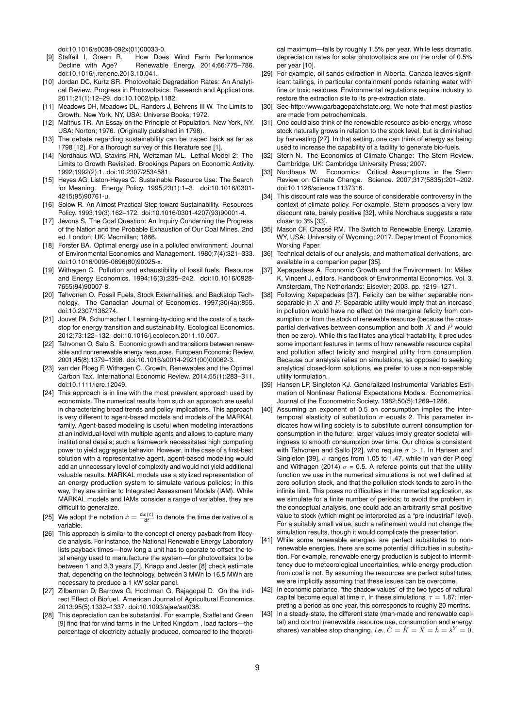doi:10.1016/s0038-092x(01)00033-0.

[9] Staffell I, Green R. How Does Wind Farm Performance Decline with Age? Renewable Energy. 2014;66:775–786. doi:10.1016/j.renene.2013.10.041.

[10] Jordan DC, Kurtz SR. Photovoltaic Degradation Rates: An Analytical Review. Progress in Photovoltaics: Research and Applications. 2011;21(1):12–29. doi:10.1002/pip.1182.

[11] Meadows DH, Meadows DL, Randers J, Behrens III W. The Limits to Growth. New York, NY, USA: Universe Books; 1972.

[12] Malthus TR. An Essay on the Principle of Population. New York, NY, USA: Norton; 1976. (Originally published in 1798).

[13] The debate regarding sustainability can be traced back as far as 1798 [12]. For a thorough survey of this literature see [1].

[14] Nordhaus WD, Stavins RN, Weitzman ML. Lethal Model 2: The Limits to Growth Revisited. Brookings Papers on Economic Activity. 1992;1992(2):1. doi:10.2307/2534581.

[15] Heyes AG, Liston-Heyes C. Sustainable Resource Use: The Search for Meaning. Energy Policy. 1995;23(1):1–3. doi:10.1016/0301-4215(95)90761-u.

[16] Solow R. An Almost Practical Step toward Sustainability. Resources Policy. 1993;19(3):162–172. doi:10.1016/0301-4207(93)90001-4.

[17] Jevons S. The Coal Question: An Inquiry Concerning the Progress of the Nation and the Probable Exhaustion of Our Coal Mines. 2nd ed. London, UK: Macmillan; 1866.

[18] Forster BA. Optimal energy use in a polluted environment. Journal of Environmental Economics and Management. 1980;7(4):321–333. doi:10.1016/0095-0696(80)90025-x.

[19] Withagen C. Pollution and exhaustibility of fossil fuels. Resource and Energy Economics. 1994;16(3):235–242. doi:10.1016/0928-7655(94)90007-8.

[20] Tahvonen O. Fossil Fuels, Stock Externalities, and Backstop Technology. The Canadian Journal of Economics. 1997;30(4a):855. doi:10.2307/136274.

[21] Jouvet PA, Schumacher I. Learning-by-doing and the costs of a backstop for energy transition and sustainability. Ecological Economics. 2012;73:122–132. doi:10.1016/j.ecolecon.2011.10.007.

[22] Tahvonen O, Salo S. Economic growth and transitions between renewable and nonrenewable energy resources. European Economic Review. 2001;45(8):1379–1398. doi:10.1016/s0014-2921(00)00062-3.

[23] van der Ploeg F, Withagen C. Growth, Renewables and the Optimal Carbon Tax. International Economic Review. 2014;55(1):283–311. doi:10.1111/iere.12049.

[24] This approach is in line with the most prevalent approach used by economists. The numerical results from such an approach are useful in characterizing broad trends and policy implications. This approach is very different to agent-based models and models of the MARKAL family. Agent-based modeling is useful when modeling interactions at an individual-level with multiple agents and allows to capture many institutional details; such a framework necessitates high computing power to yield aggregate behavior. However, in the case of a first-best solution with a representative agent, agent-based modeling would add an unnecessary level of complexity and would not yield additional valuable results. MARKAL models use a stylized representation of an energy production system to simulate various policies; in this way, they are similar to Integrated Assessment Models (IAM). While MARKAL models and IAMs consider a range of variables, they are difficult to generalize.

[25] We adopt the notation $\dot{x} = \frac{dx(t)}{dt}$ to denote the time derivative of a variable.

[26] This approach is similar to the concept of energy payback from lifecycle analysis. For instance, the National Renewable Energy Laboratory lists payback times—how long a unit has to operate to offset the total energy used to manufacture the system—for photovoltaics to be between 1 and 3.3 years [7]. Knapp and Jester [8] check estimate that, depending on the technology, between 3 MWh to 16.5 MWh are necessary to produce a 1 kW solar panel.

[27] Zilberman D, Barrows G, Hochman G, Rajagopal D. On the Indirect Effect of Biofuel. American Journal of Agricultural Economics. 2013;95(5):1332–1337. doi:10.1093/ajae/aat038.

[28] This depreciation can be substantial. For example, Staffel and Green [9] find that for wind farms in the United Kingdom , load factors—the percentage of electricity actually produced, compared to the theoretical maximum—falls by roughly 1.5% per year. While less dramatic, depreciation rates for solar photovoltaics are on the order of 0.5% per year [10].

[29] For example, oil sands extraction in Alberta, Canada leaves significant tailings, in particular containment ponds retaining water with fine or toxic residues. Environmental regulations require industry to restore the extraction site to its pre-extraction state.

[30] See http://www.garbagepatchstate.org. We note that most plastics are made from petrochemicals.

[31] One could also think of the renewable resource as bio-energy, whose stock naturally grows in relation to the stock level, but is diminished by harvesting [27]. In that setting, one can think of energy as being used to increase the capability of a facility to generate bio-fuels.

[32] Stern N. The Economics of Climate Change: The Stern Review. Cambridge, UK: Cambridge University Press; 2007.

[33] Nordhaus W. Economics: Critical Assumptions in the Stern Review on Climate Change. Science. 2007;317(5835):201–202. doi:10.1126/science.1137316.

[34] This discount rate was the source of considerable controversy in the context of climate policy. For example, Stern proposes a very low discount rate, barely positive [32], while Nordhaus suggests a rate closer to 3% [33].

[35] Mason CF, Chassé RM. The Switch to Renewable Energy. Laramie, WY, USA: University of Wyoming; 2017. Department of Economics Working Paper.

[36] Technical details of our analysis, and mathematical derivations, are available in a companion paper [35].

[37] Xepapadeas A. Economic Growth and the Environment. In: Mälex K, Vincent J, editors. Handbook of Environmental Economics. Vol. 3. Amsterdam, The Netherlands: Elsevier; 2003. pp. 1219–1271.

[38] Following Xepapadeas [37]. Felicity can be either separable nonseparable in $X$ and $P$. Separable utility would imply that an increase in pollution would have no effect on the marginal felicity from consumption or from the stock of renewable resource (because the cross-partial derivatives between consumption and both $X$ and $P$ would then be zero). While this facilitates analytical tractability, it precludes some important features in terms of how renewable resource capital and pollution affect felicity and marginal utility from consumption. Because our analysis relies on simulations, as opposed to seeking analytical closed-form solutions, we prefer to use a non-separable utility formulation.

[39] Hansen LP, Singleton KJ. Generalized Instrumental Variables Estimation of Nonlinear Rational Expectations Models. Econometrica: Journal of the Econometric Society. 1982;50(5):1269–1286.

[40] Assuming an exponent of 0.5 on consumption implies the intertemporal elasticity of substitution $\sigma$ equals 2. This parameter indicates how willing society is to substitute current consumption for consumption in the future: larger values imply greater societal willingness to smooth consumption over time. Our choice is consistent with Tahvonen and Sallo [22], who require $\sigma > 1$. In Hansen and Singleton [39], $\sigma$ ranges from 1.05 to 1.47, while in van der Ploeg and Withagen (2014) $\sigma$ = 0.5. A referee points out that the utility function we use in the numerical simulations is not well defined at zero pollution stock, and that the pollution stock tends to zero in the infinite limit. This poses no difficulties in the numerical application, as we simulate for a finite number of periods; to avoid the problem in the conceptual analysis, one could add an arbitrarily small positive value to stock (which might be interpreted as a "pre industrial" level). For a suitably small value, such a refinement would not change the simulation results, though it would complicate the presentation.

[41] While some renewable energies are perfect substitutes to nonrenewable energies, there are some potential difficulties in substitution. For example, renewable energy production is subject to intermittency due to meteorological uncertainties, while energy production from coal is not. By assuming the resources are perfect substitutes, we are implicitly assuming that these issues can be overcome.

[42] In economic parlance, "the shadow values" of the two types of natural capital become equal at time $\tau$. In these simulations, $\tau$ = 1.87; interpreting a period as one year, this corresponds to roughly 20 months.

[43] In a steady-state, the different state (man-made and renewable capital) and control (renewable resource use, consumption and energy shares) variables stop changing, *i.e.*, $\dot{C} = \dot{K} = \dot{X} = \dot{h} = \dot{s}^Y = 0$.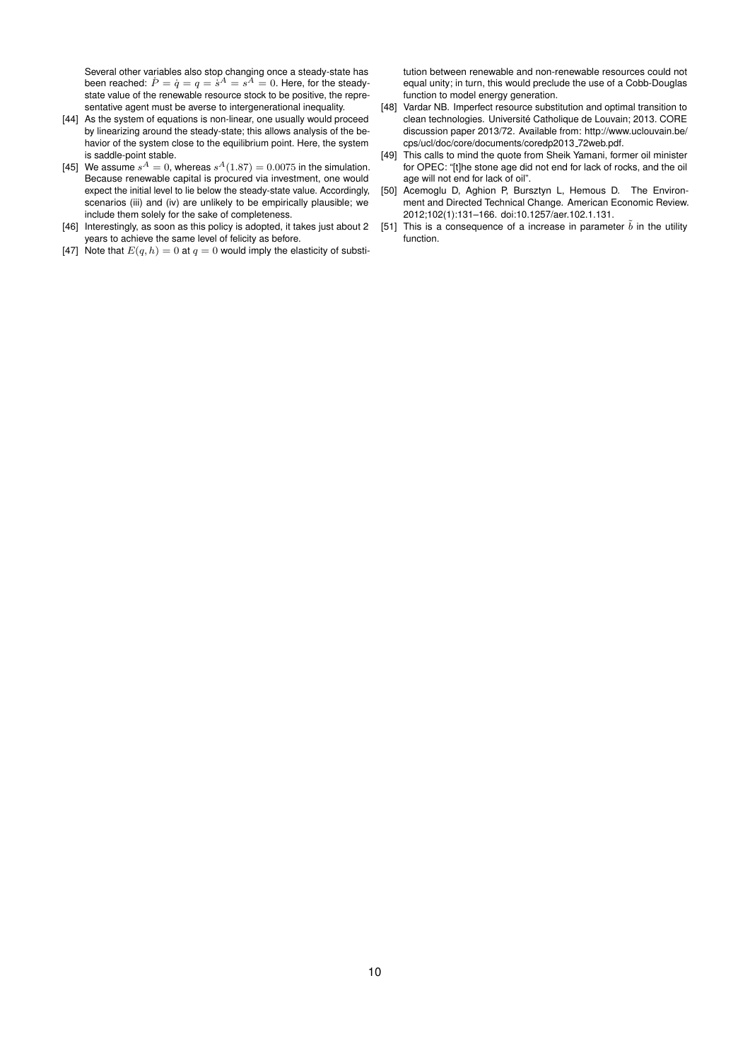Several other variables also stop changing once a steady-state has been reached: $\dot{P} = \dot{q} = q = \dot{s}^A = s^A = 0$. Here, for the steady-state value of the renewable resource stock to be positive, the representative agent must be averse to intergenerational inequality.

[44] As the system of equations is non-linear, one usually would proceed by linearizing around the steady-state; this allows analysis of the behavior of the system close to the equilibrium point. Here, the system is saddle-point stable.

[45] We assume $s^A = 0$, whereas $s^A(1.87) = 0.0075$ in the simulation. Because renewable capital is procured via investment, one would expect the initial level to lie below the steady-state value. Accordingly, scenarios (iii) and (iv) are unlikely to be empirically plausible; we include them solely for the sake of completeness.

[46] Interestingly, as soon as this policy is adopted, it takes just about 2 years to achieve the same level of felicity as before.

[47] Note that $E(q, h) = 0$ at $q = 0$ would imply the elasticity of substitution between renewable and non-renewable resources could not equal unity; in turn, this would preclude the use of a Cobb-Douglas function to model energy generation.

[48] Vardar NB. Imperfect resource substitution and optimal transition to clean technologies. Université Catholique de Louvain; 2013. CORE discussion paper 2013/72. Available from: http://www.uclouvain.be/cps/ucl/doc/core/documents/coredp2013_72web.pdf.

[49] This calls to mind the quote from Sheik Yamani, former oil minister for OPEC: "[t]he stone age did not end for lack of rocks, and the oil age will not end for lack of oil".

[50] Acemoglu D, Aghion P, Bursztyn L, Hemous D. The Environment and Directed Technical Change. American Economic Review. 2012;102(1):131–166. doi:10.1257/aer.102.1.131.

[51] This is a consequence of a increase in parameter $\tilde{b}$ in the utility function.